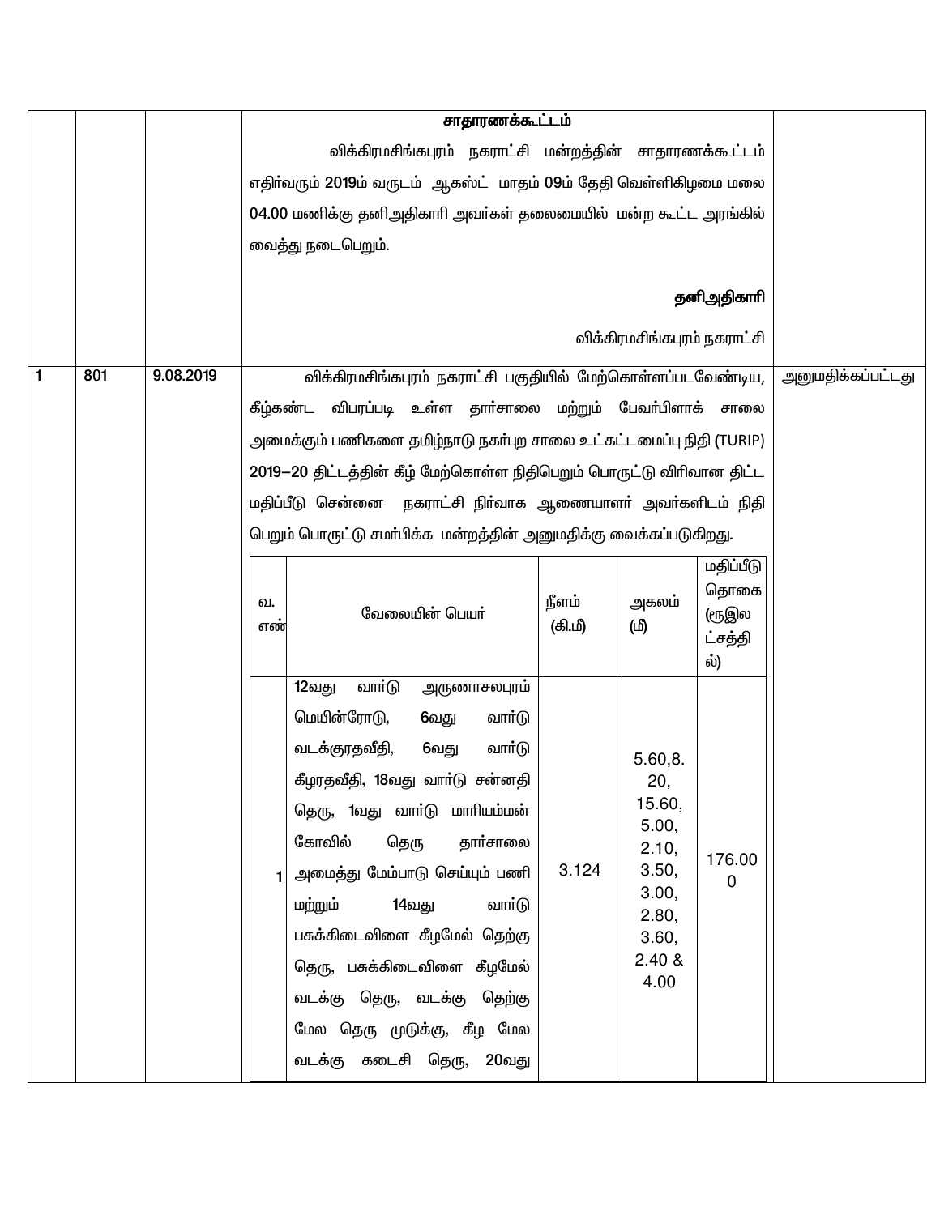| | | | | |
|---|---|---|---|---|
| | | | **சாதாரணக்கூட்டம்**<br>விக்கிரமசிங்கபுரம் நகராட்சி மன்றத்தின் சாதாரணக்கூட்டம் எதிர்வரும் 2019ம் வருடம் ஆகஸ்ட் மாதம் 09ம் தேதி வெள்ளிகிழமை மலை 04.00 மணிக்கு தனிஅதிகாரி அவர்கள் தலைமையில் மன்ற கூட்ட அரங்கில் வைத்து நடைபெறும்.<br><br>**தனிஅதிகாரி**<br>விக்கிரமசிங்கபுரம் நகராட்சி | |
| 1 | 801 | 9.08.2019 | விக்கிரமசிங்கபுரம் நகராட்சி பகுதியில் மேற்கொள்ளப்படவேண்டிய, கீழ்கண்ட விபரப்படி உள்ள தார்சாலை மற்றும் பேவர்பிளாக் சாலை அமைக்கும் பணிகளை தமிழ்நாடு நகர்புற சாலை உட்கட்டமைப்பு நிதி (TURIP) 2019–20 திட்டத்தின் கீழ் மேற்கொள்ள நிதிபெறும் பொருட்டு விரிவான திட்ட மதிப்பீடு சென்னை நகராட்சி நிர்வாக ஆணையாளர் அவர்களிடம் நிதி பெறும் பொருட்டு சமர்பிக்க மன்றத்தின் அனுமதிக்கு வைக்கப்படுகிறது. | அனுமதிக்கப்பட்டது |

| வ. எண் | வேலையின் பெயர் | நீளம் (கி.மீ) | அகலம் (மீ) | மதிப்பீடு தொகை (ரூஇலட்சத்தில்) |
|---|---|---|---|---|
| 1 | 12வது வார்டு அருணாசலபுரம் மெயின்ரோடு, 6வது வார்டு வடக்குரதவீதி, 6வது வார்டு கீழரதவீதி, 18வது வார்டு சன்னதி தெரு, 1வது வார்டு மாரியம்மன் கோவில் தெரு தார்சாலை அமைத்து மேம்பாடு செய்யும் பணி மற்றும் 14வது வார்டு பசுக்கிடைவிளை கீழமேல் தெற்கு தெரு, பசுக்கிடைவிளை கீழமேல் வடக்கு தெரு, வடக்கு தெற்கு மேல தெரு முடுக்கு, கீழ மேல வடக்கு கடைசி தெரு, 20வது | 3.124 | 5.60,8.20, 15.60, 5.00, 2.10, 3.50, 3.00, 2.80, 3.60, 2.40 & 4.00 | 176.000 |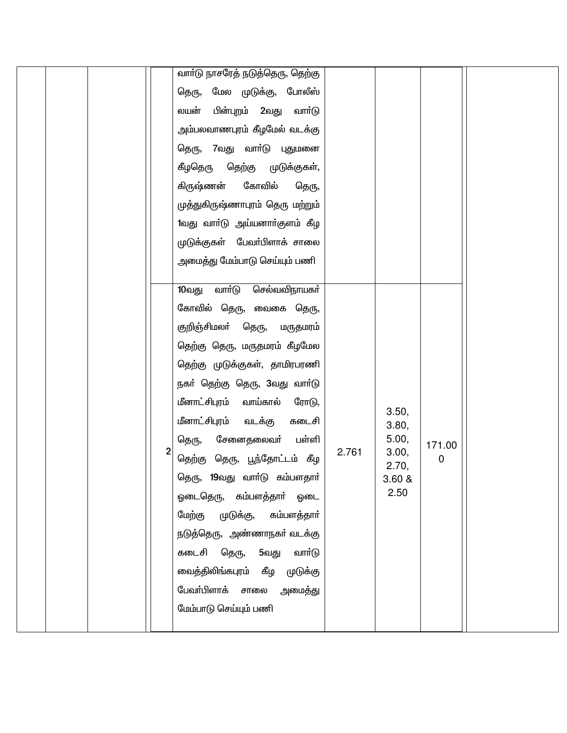| | | | | | | | | | |
|---|---|---|---|---|---|---|---|---|---|
| | | | | வார்டு நாசரேத் நடுத்தெரு, தெற்கு தெரு, மேல முடுக்கு, போலீஸ் லயன் பின்புறம் 2வது வார்டு அம்பலவாணபுரம் கீழமேல் வடக்கு தெரு, 7வது வார்டு புதுமனை கீழதெரு தெற்கு முடுக்குகள், கிருஷ்ணன் கோவில் தெரு, முத்துகிருஷ்ணாபுரம் தெரு மற்றும் 1வது வார்டு அய்யனார்குளம் கீழ முடுக்குகள் பேவர்பிளாக் சாலை அமைத்து மேம்பாடு செய்யும் பணி | | | | |
| | | | 2 | 10வது வார்டு செல்வவிநாயகர் கோவில் தெரு, வைகை தெரு, குறிஞ்சிமலர் தெரு, மருதமரம் தெற்கு தெரு, மருதமரம் கீழமேல தெற்கு முடுக்குகள், தாமிரபரணி நகர் தெற்கு தெரு, 3வது வார்டு மீனாட்சிபுரம் வாய்கால் ரோடு, மீனாட்சிபுரம் வடக்கு கடைசி தெரு, சேனைதலைவர் பள்ளி தெற்கு தெரு, பூந்தோட்டம் கீழ தெரு, 19வது வார்டு கம்பளதார் ஒடைதெரு, கம்பளத்தார் ஒடை மேற்கு முடுக்கு, கம்பளத்தார் நடுத்தெரு, அண்ணாநகர் வடக்கு கடைசி தெரு, 5வது வார்டு வைத்திலிங்கபுரம் கீழ முடுக்கு பேவர்பிளாக் சாலை அமைத்து மேம்பாடு செய்யும் பணி | 2.761 | 3.50, 3.80, 5.00, 3.00, 2.70, 3.60 & 2.50 | 171.000 | |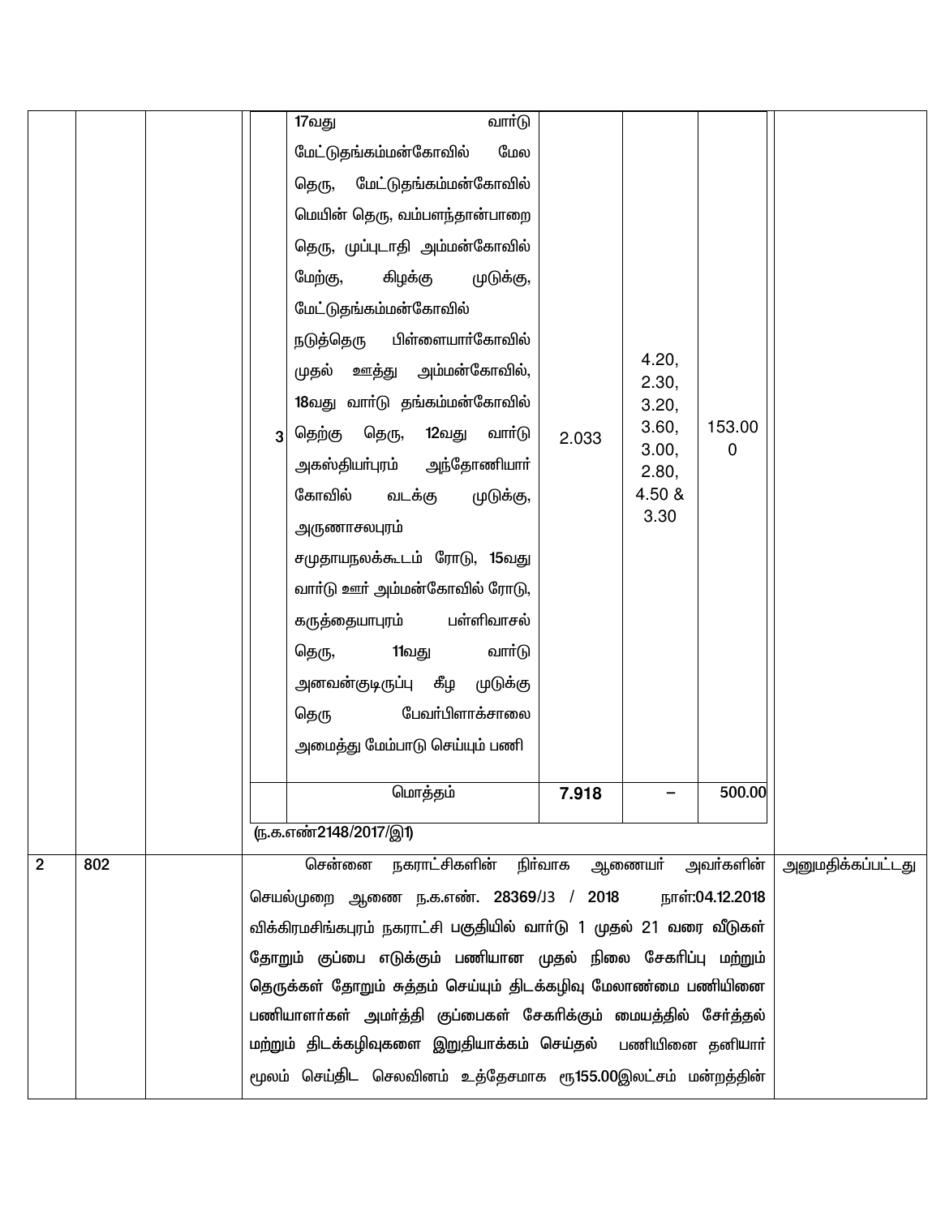| | | | | | | |
|---|---|---|---|---|---|---|
| | | | 3 | 17வது வார்டு மேட்டுதங்கம்மன்கோவில் மேல தெரு, மேட்டுதங்கம்மன்கோவில் மெயின் தெரு, வம்பளந்தான்பாறை தெரு, முப்புடாதி அம்மன்கோவில் மேற்கு, கிழக்கு முடுக்கு, மேட்டுதங்கம்மன்கோவில் நடுத்தெரு பிள்ளையார்கோவில் முதல் ஊத்து அம்மன்கோவில், 18வது வார்டு தங்கம்மன்கோவில் தெற்கு தெரு, 12வது வார்டு அகஸ்தியர்புரம் அந்தோணியார் கோவில் வடக்கு முடுக்கு, அருணாசலபுரம் சமுதாயநலக்கூடம் ரோடு, 15வது வார்டு ஊர் அம்மன்கோவில் ரோடு, கருத்தையாபுரம் பள்ளிவாசல் தெரு, 11வது வார்டு அனவன்குடிருப்பு கீழ முடுக்கு தெரு பேவர்பிளாக்சாலை அமைத்து மேம்பாடு செய்யும் பணி | 2.033 | 4.20, 2.30, 3.20, 3.60, 3.00, 2.80, 4.50 & 3.30 | 153.000 | |
| | | | | மொத்தம் | **7.918** | – | 500.00 | |

(ந.க.எண்2148/2017/இ1)

| | | | | |
|---|---|---|---|---|
| 2 | 802 | | சென்னை நகராட்சிகளின் நிர்வாக ஆணையர் அவர்களின் செயல்முறை ஆணை ந.க.எண். 28369/J3 / 2018 நாள்:04.12.2018 விக்கிரமசிங்கபுரம் நகராட்சி பகுதியில் வார்டு 1 முதல் 21 வரை வீடுகள் தோறும் குப்பை எடுக்கும் பணியான முதல் நிலை சேகரிப்பு மற்றும் தெருக்கள் தோறும் சுத்தம் செய்யும் திடக்கழிவு மேலாண்மை பணியினை பணியாளர்கள் அமர்த்தி குப்பைகள் சேகரிக்கும் மையத்தில் சேர்த்தல் மற்றும் திடக்கழிவுகளை இறுதியாக்கம் செய்தல் பணியினை தனியார் மூலம் செய்திட செலவினம் உத்தேசமாக ரூ155.00இலட்சம் மன்றத்தின் | அனுமதிக்கப்பட்டது |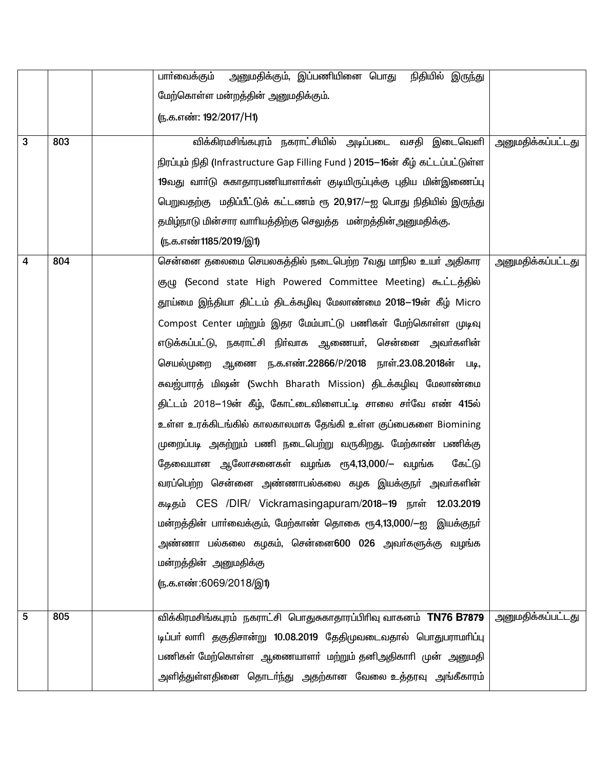|  |  |  |  |  |
|---|---|---|---|---|
|  |  |  | பார்வைக்கும் அனுமதிக்கும், இப்பணியினை பொது நிதியில் இருந்து மேற்கொள்ள மன்றத்தின் அனுமதிக்கும்.<br>(ந.க.எண்: 192/2017/H1) |  |
| 3 | 803 |  | விக்கிரமசிங்கபுரம் நகராட்சியில் அடிப்படை வசதி இடைவெளி நிரப்பும் நிதி (Infrastructure Gap Filling Fund ) **2015–16**ன் கீழ் கட்டப்பட்டுள்ள **19**வது வார்டு சுகாதாரபணியாளர்கள் குடியிருப்புக்கு புதிய மின்இணைப்பு பெறுவதற்கு மதிப்பீட்டுக் கட்டணம் ரூ **20,917/–**ஐ பொது நிதியில் இருந்து தமிழ்நாடு மின்சார வாரியத்திற்கு செலுத்த மன்றத்தின்அனுமதிக்கு.<br>(ந.க.எண்1185/2019/இ1) | அனுமதிக்கப்பட்டது |
| 4 | 804 |  | சென்னை தலைமை செயலகத்தில் நடைபெற்ற 7வது மாநில உயர் அதிகார குழு (Second state High Powered Committee Meeting) கூட்டத்தில் தூய்மை இந்தியா திட்டம் திடக்கழிவு மேலாண்மை **2018–19**ன் கீழ் Micro Compost Center மற்றும் இதர மேம்பாட்டு பணிகள் மேற்கொள்ள முடிவு எடுக்கப்பட்டு, நகராட்சி நிர்வாக ஆணையர், சென்னை அவர்களின் செயல்முறை ஆணை ந.க.எண்.**22866**/P/**2018** நாள்.**23.08.2018**ன் படி, சுவஜ்பாரத் மிஷன் (Swchh Bharath Mission) திடக்கழிவு மேலாண்மை திட்டம் 2018–19ன் கீழ், கோட்டைவிளைபட்டி சாலை சர்வே எண் **415**ல் உள்ள உரக்கிடங்கில் காலகாலமாக தேங்கி உள்ள குப்பைகளை Biomining முறைப்படி அகற்றும் பணி நடைபெற்று வருகிறது. மேற்காண் பணிக்கு தேவையான ஆலோசனைகள் வழங்க ரூ4,13,000/– வழங்க கேட்டு வரப்பெற்ற சென்னை அண்ணாபல்கலை கழக இயக்குநர் அவர்களின் கடிதம் CES /DIR/ Vickramasingapuram/**2018–19** நாள் **12.03.2019** மன்றத்தின் பார்வைக்கும், மேற்காண் தொகை ரூ4,13,000/–ஐ இயக்குநர் அண்ணா பல்கலை கழகம், சென்னை**600 026** அவர்களுக்கு வழங்க மன்றத்தின் அனுமதிக்கு<br>(ந.க.எண்:6069/2018/இ1) | அனுமதிக்கப்பட்டது |
| 5 | 805 |  | விக்கிரமசிங்கபுரம் நகராட்சி பொதுசுகாதாரப்பிரிவு வாகனம் **TN76 B7879** டிப்பர் லாரி தகுதிசான்று **10.08.2019** தேதிமுவடைவதால் பொதுபராமரிப்பு பணிகள் மேற்கொள்ள ஆணையாளர் மற்றும் தனிஅதிகாரி முன் அனுமதி அளித்துள்ளதினை தொடர்ந்து அதற்கான வேலை உத்தரவு அங்கீகாரம் | அனுமதிக்கப்பட்டது |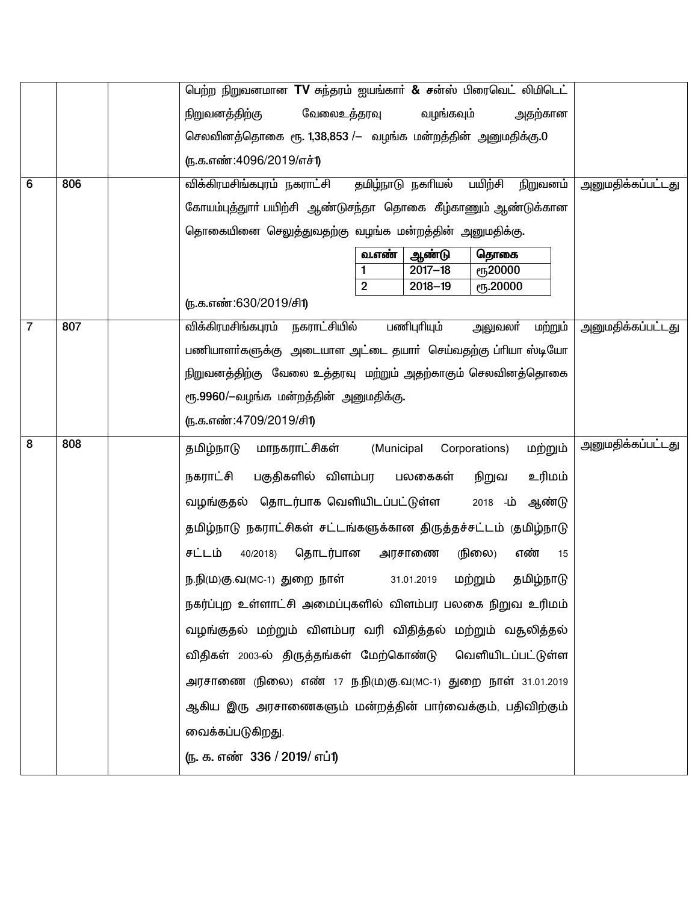| | | | | |
|---|---|---|---|---|
| | | | பெற்ற நிறுவனமான **TV** சுந்தரம் ஐயங்கார் **& ச**ன்ஸ் பிரைவெட் லிமிடெட் நிறுவனத்திற்கு வேலைஉத்தரவு வழங்கவும் அதற்கான செலவினத்தொகை ரூ. 1,38,853 /– வழங்க மன்றத்தின் அனுமதிக்கு.0<br>(ந.க.எண்:4096/2019/எச்1) | |
| 6 | 806 | | விக்கிரமசிங்கபுரம் நகராட்சி தமிழ்நாடு நகரியல் பயிற்சி நிறுவனம் கோயம்புத்தூர் பயிற்சி ஆண்டுசந்தா தொகை கீழ்காணும் ஆண்டுக்கான தொகையினை செலுத்துவதற்கு வழங்க மன்றத்தின் அனுமதிக்கு.<br>வ.எண் \| ஆண்டு \| தொகை<br>1 \| 2017–18 \| ரூ20000<br>2 \| 2018–19 \| ரூ.20000<br>(ந.க.எண்:630/2019/சி1) | அனுமதிக்கப்பட்டது |
| 7 | 807 | | விக்கிரமசிங்கபுரம் நகராட்சியில் பணிபுரியும் அலுவலர் மற்றும் பணியாளர்களுக்கு அடையாள அட்டை தயார் செய்வதற்கு ப்ரியா ஸ்டியோ நிறுவனத்திற்கு வேலை உத்தரவு மற்றும் அதற்காகும் செலவினத்தொகை ரூ.9960/–வழங்க மன்றத்தின் அனுமதிக்கு.<br>(ந.க.எண்:4709/2019/சி1) | அனுமதிக்கப்பட்டது |
| 8 | 808 | | தமிழ்நாடு மாநகராட்சிகள் (Municipal Corporations) மற்றும் நகராட்சி பகுதிகளில் விளம்பர பலகைகள் நிறுவ உரிமம் வழங்குதல் தொடர்பாக வெளியிடப்பட்டுள்ள 2018 -ம் ஆண்டு தமிழ்நாடு நகராட்சிகள் சட்டங்களுக்கான திருத்தச்சட்டம் (தமிழ்நாடு சட்டம் 40/2018) தொடர்பான அரசாணை (நிலை) எண் 15 ந.நி(ம)கு.வ(MC-1) துறை நாள் 31.01.2019 மற்றும் தமிழ்நாடு நகர்புற உள்ளாட்சி அமைப்புகளில் விளம்பர பலகை நிறுவ உரிமம் வழங்குதல் மற்றும் விளம்பர வரி விதித்தல் மற்றும் வசூலித்தல் விதிகள் 2003-ல் திருத்தங்கள் மேற்கொண்டு வெளியிடப்பட்டுள்ள அரசாணை (நிலை) எண் 17 ந.நி(ம)கு.வ(MC-1) துறை நாள் 31.01.2019 ஆகிய இரு அரசாணைகளும் மன்றத்தின் பார்வைக்கும், பதிவிற்கும் வைக்கப்படுகிறது.<br>(ந. க. எண் 336 / 2019/ எப்1) | அனுமதிக்கப்பட்டது |